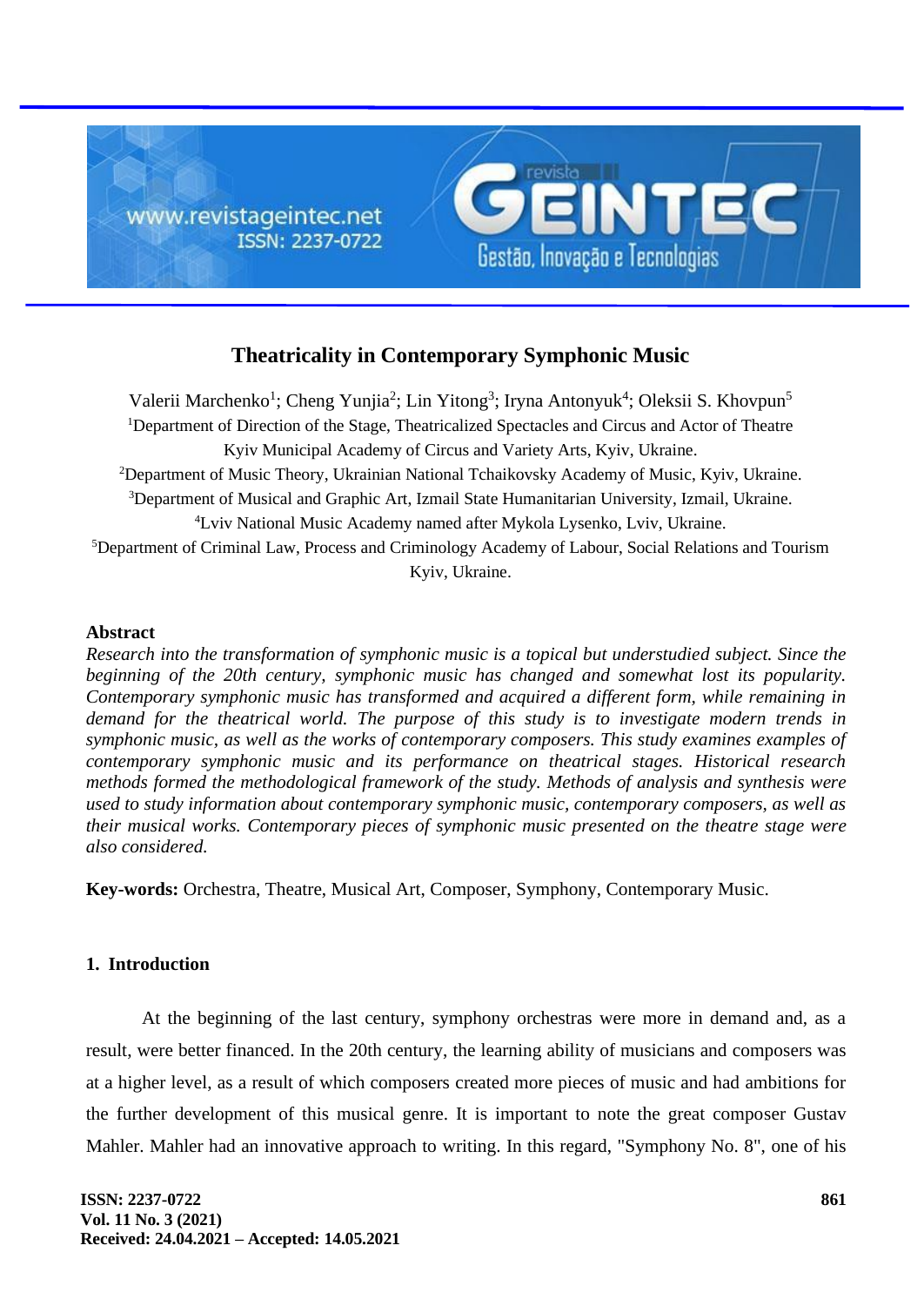# Theatricality in Contemporary Symphonic Music

Valerii Marchenko[1]; Cheng Yunjia[2]; Lin Yitong[3]; Iryna Antonyuk[4]; Oleksii S. Khovpun[5]

[1]Department of Direction of the Stage, Theatricalized Spectacles and Circus and Actor of Theatre Kyiv Municipal Academy of Circus and Variety Arts, Kyiv, Ukraine.

[2]Department of Music Theory, Ukrainian National Tchaikovsky Academy of Music, Kyiv, Ukraine.

[3]Department of Musical and Graphic Art, Izmail State Humanitarian University, Izmail, Ukraine.

[4]Lviv National Music Academy named after Mykola Lysenko, Lviv, Ukraine.

[5]Department of Criminal Law, Process and Criminology Academy of Labour, Social Relations and Tourism Kyiv, Ukraine.

## Abstract

*Research into the transformation of symphonic music is a topical but understudied subject. Since the beginning of the 20th century, symphonic music has changed and somewhat lost its popularity. Contemporary symphonic music has transformed and acquired a different form, while remaining in demand for the theatrical world. The purpose of this study is to investigate modern trends in symphonic music, as well as the works of contemporary composers. This study examines examples of contemporary symphonic music and its performance on theatrical stages. Historical research methods formed the methodological framework of the study. Methods of analysis and synthesis were used to study information about contemporary symphonic music, contemporary composers, as well as their musical works. Contemporary pieces of symphonic music presented on the theatre stage were also considered.*

**Key-words:** Orchestra, Theatre, Musical Art, Composer, Symphony, Contemporary Music.

## 1. Introduction

At the beginning of the last century, symphony orchestras were more in demand and, as a result, were better financed. In the 20th century, the learning ability of musicians and composers was at a higher level, as a result of which composers created more pieces of music and had ambitions for the further development of this musical genre. It is important to note the great composer Gustav Mahler. Mahler had an innovative approach to writing. In this regard, "Symphony No. 8", one of his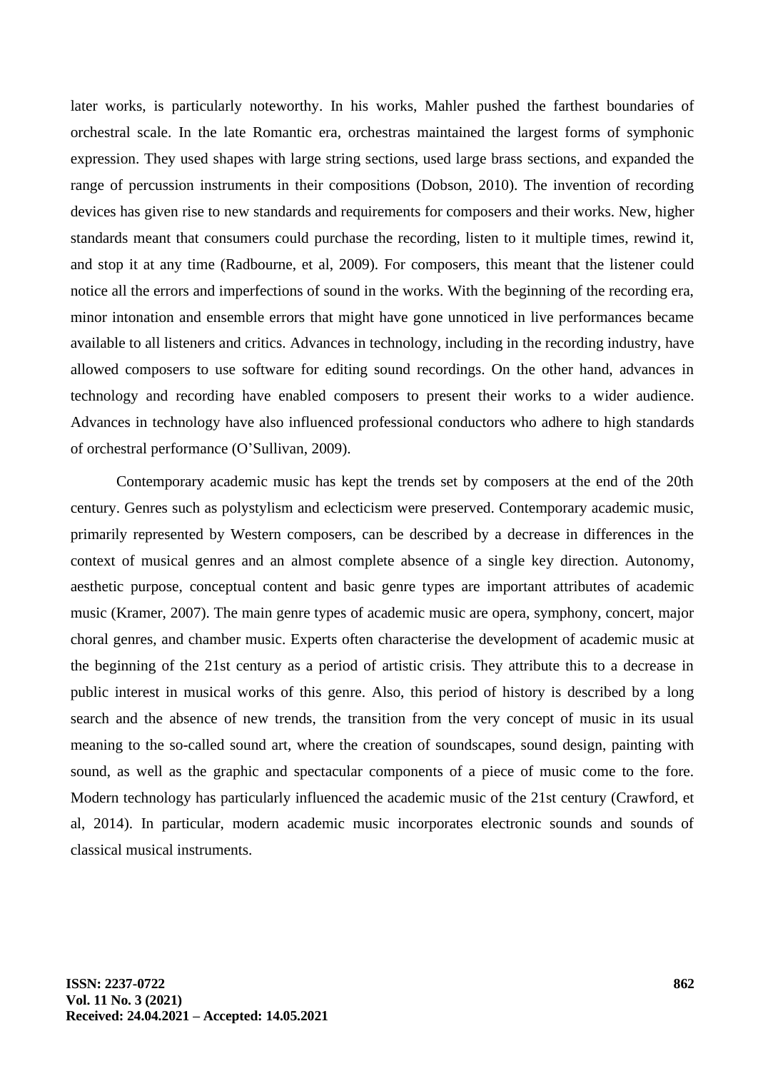later works, is particularly noteworthy. In his works, Mahler pushed the farthest boundaries of orchestral scale. In the late Romantic era, orchestras maintained the largest forms of symphonic expression. They used shapes with large string sections, used large brass sections, and expanded the range of percussion instruments in their compositions (Dobson, 2010). The invention of recording devices has given rise to new standards and requirements for composers and their works. New, higher standards meant that consumers could purchase the recording, listen to it multiple times, rewind it, and stop it at any time (Radbourne, et al, 2009). For composers, this meant that the listener could notice all the errors and imperfections of sound in the works. With the beginning of the recording era, minor intonation and ensemble errors that might have gone unnoticed in live performances became available to all listeners and critics. Advances in technology, including in the recording industry, have allowed composers to use software for editing sound recordings. On the other hand, advances in technology and recording have enabled composers to present their works to a wider audience. Advances in technology have also influenced professional conductors who adhere to high standards of orchestral performance (O'Sullivan, 2009).

Contemporary academic music has kept the trends set by composers at the end of the 20th century. Genres such as polystylism and eclecticism were preserved. Contemporary academic music, primarily represented by Western composers, can be described by a decrease in differences in the context of musical genres and an almost complete absence of a single key direction. Autonomy, aesthetic purpose, conceptual content and basic genre types are important attributes of academic music (Kramer, 2007). The main genre types of academic music are opera, symphony, concert, major choral genres, and chamber music. Experts often characterise the development of academic music at the beginning of the 21st century as a period of artistic crisis. They attribute this to a decrease in public interest in musical works of this genre. Also, this period of history is described by a long search and the absence of new trends, the transition from the very concept of music in its usual meaning to the so-called sound art, where the creation of soundscapes, sound design, painting with sound, as well as the graphic and spectacular components of a piece of music come to the fore. Modern technology has particularly influenced the academic music of the 21st century (Crawford, et al, 2014). In particular, modern academic music incorporates electronic sounds and sounds of classical musical instruments.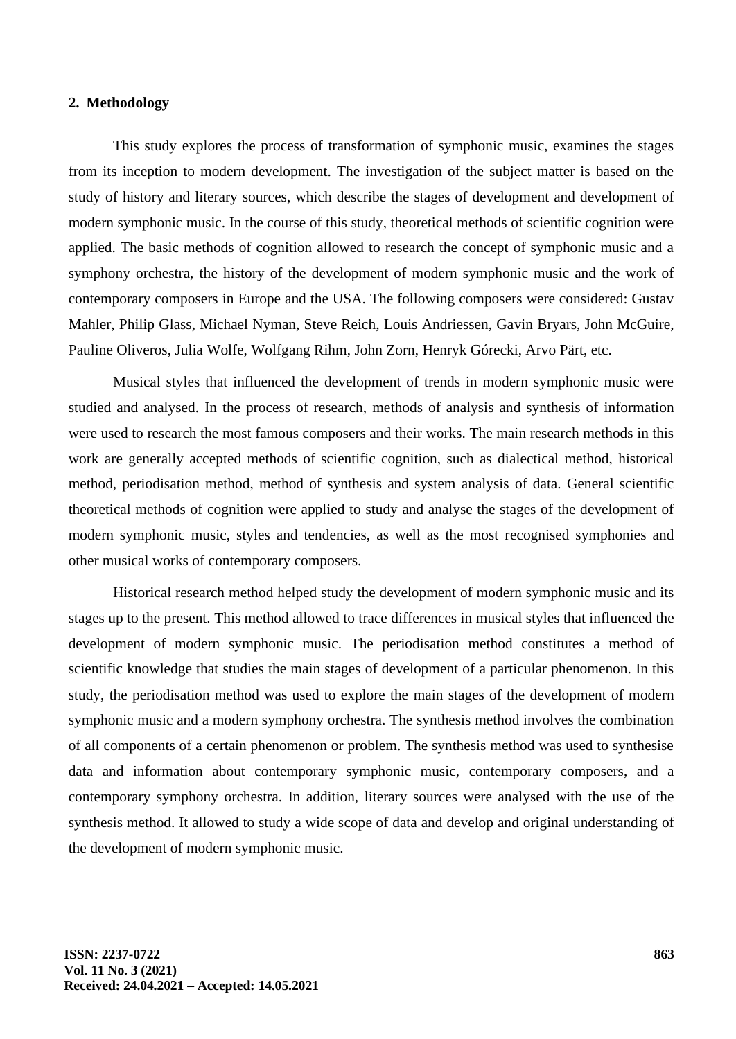## 2. Methodology

This study explores the process of transformation of symphonic music, examines the stages from its inception to modern development. The investigation of the subject matter is based on the study of history and literary sources, which describe the stages of development and development of modern symphonic music. In the course of this study, theoretical methods of scientific cognition were applied. The basic methods of cognition allowed to research the concept of symphonic music and a symphony orchestra, the history of the development of modern symphonic music and the work of contemporary composers in Europe and the USA. The following composers were considered: Gustav Mahler, Philip Glass, Michael Nyman, Steve Reich, Louis Andriessen, Gavin Bryars, John McGuire, Pauline Oliveros, Julia Wolfe, Wolfgang Rihm, John Zorn, Henryk Górecki, Arvo Pärt, etc.

Musical styles that influenced the development of trends in modern symphonic music were studied and analysed. In the process of research, methods of analysis and synthesis of information were used to research the most famous composers and their works. The main research methods in this work are generally accepted methods of scientific cognition, such as dialectical method, historical method, periodisation method, method of synthesis and system analysis of data. General scientific theoretical methods of cognition were applied to study and analyse the stages of the development of modern symphonic music, styles and tendencies, as well as the most recognised symphonies and other musical works of contemporary composers.

Historical research method helped study the development of modern symphonic music and its stages up to the present. This method allowed to trace differences in musical styles that influenced the development of modern symphonic music. The periodisation method constitutes a method of scientific knowledge that studies the main stages of development of a particular phenomenon. In this study, the periodisation method was used to explore the main stages of the development of modern symphonic music and a modern symphony orchestra. The synthesis method involves the combination of all components of a certain phenomenon or problem. The synthesis method was used to synthesise data and information about contemporary symphonic music, contemporary composers, and a contemporary symphony orchestra. In addition, literary sources were analysed with the use of the synthesis method. It allowed to study a wide scope of data and develop and original understanding of the development of modern symphonic music.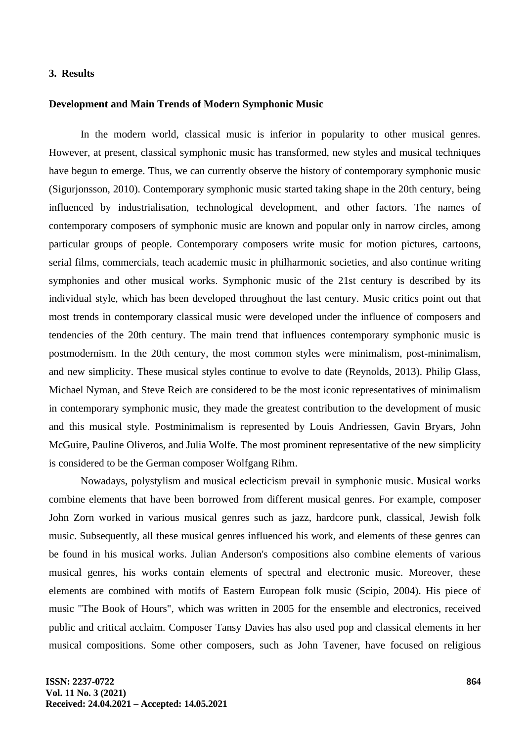## 3. Results

### Development and Main Trends of Modern Symphonic Music

In the modern world, classical music is inferior in popularity to other musical genres. However, at present, classical symphonic music has transformed, new styles and musical techniques have begun to emerge. Thus, we can currently observe the history of contemporary symphonic music (Sigurjonsson, 2010). Contemporary symphonic music started taking shape in the 20th century, being influenced by industrialisation, technological development, and other factors. The names of contemporary composers of symphonic music are known and popular only in narrow circles, among particular groups of people. Contemporary composers write music for motion pictures, cartoons, serial films, commercials, teach academic music in philharmonic societies, and also continue writing symphonies and other musical works. Symphonic music of the 21st century is described by its individual style, which has been developed throughout the last century. Music critics point out that most trends in contemporary classical music were developed under the influence of composers and tendencies of the 20th century. The main trend that influences contemporary symphonic music is postmodernism. In the 20th century, the most common styles were minimalism, post-minimalism, and new simplicity. These musical styles continue to evolve to date (Reynolds, 2013). Philip Glass, Michael Nyman, and Steve Reich are considered to be the most iconic representatives of minimalism in contemporary symphonic music, they made the greatest contribution to the development of music and this musical style. Postminimalism is represented by Louis Andriessen, Gavin Bryars, John McGuire, Pauline Oliveros, and Julia Wolfe. The most prominent representative of the new simplicity is considered to be the German composer Wolfgang Rihm.

Nowadays, polystylism and musical eclecticism prevail in symphonic music. Musical works combine elements that have been borrowed from different musical genres. For example, composer John Zorn worked in various musical genres such as jazz, hardcore punk, classical, Jewish folk music. Subsequently, all these musical genres influenced his work, and elements of these genres can be found in his musical works. Julian Anderson's compositions also combine elements of various musical genres, his works contain elements of spectral and electronic music. Moreover, these elements are combined with motifs of Eastern European folk music (Scipio, 2004). His piece of music "The Book of Hours", which was written in 2005 for the ensemble and electronics, received public and critical acclaim. Composer Tansy Davies has also used pop and classical elements in her musical compositions. Some other composers, such as John Tavener, have focused on religious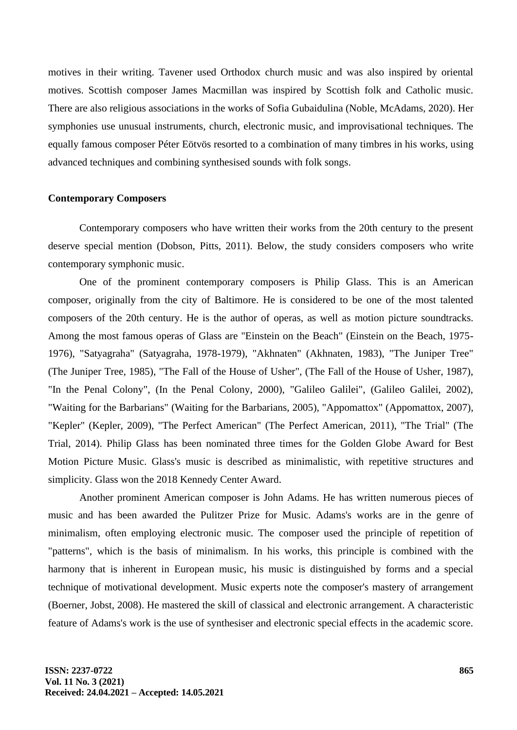motives in their writing. Tavener used Orthodox church music and was also inspired by oriental motives. Scottish composer James Macmillan was inspired by Scottish folk and Catholic music. There are also religious associations in the works of Sofia Gubaidulina (Noble, McAdams, 2020). Her symphonies use unusual instruments, church, electronic music, and improvisational techniques. The equally famous composer Péter Eötvös resorted to a combination of many timbres in his works, using advanced techniques and combining synthesised sounds with folk songs.

## Contemporary Composers

Contemporary composers who have written their works from the 20th century to the present deserve special mention (Dobson, Pitts, 2011). Below, the study considers composers who write contemporary symphonic music.

One of the prominent contemporary composers is Philip Glass. This is an American composer, originally from the city of Baltimore. He is considered to be one of the most talented composers of the 20th century. He is the author of operas, as well as motion picture soundtracks. Among the most famous operas of Glass are "Einstein on the Beach" (Einstein on the Beach, 1975-1976), "Satyagraha" (Satyagraha, 1978-1979), "Akhnaten" (Akhnaten, 1983), "The Juniper Tree" (The Juniper Tree, 1985), "The Fall of the House of Usher", (The Fall of the House of Usher, 1987), "In the Penal Colony", (In the Penal Colony, 2000), "Galileo Galilei", (Galileo Galilei, 2002), "Waiting for the Barbarians" (Waiting for the Barbarians, 2005), "Appomattox" (Appomattox, 2007), "Kepler" (Kepler, 2009), "The Perfect American" (The Perfect American, 2011), "The Trial" (The Trial, 2014). Philip Glass has been nominated three times for the Golden Globe Award for Best Motion Picture Music. Glass's music is described as minimalistic, with repetitive structures and simplicity. Glass won the 2018 Kennedy Center Award.

Another prominent American composer is John Adams. He has written numerous pieces of music and has been awarded the Pulitzer Prize for Music. Adams's works are in the genre of minimalism, often employing electronic music. The composer used the principle of repetition of "patterns", which is the basis of minimalism. In his works, this principle is combined with the harmony that is inherent in European music, his music is distinguished by forms and a special technique of motivational development. Music experts note the composer's mastery of arrangement (Boerner, Jobst, 2008). He mastered the skill of classical and electronic arrangement. A characteristic feature of Adams's work is the use of synthesiser and electronic special effects in the academic score.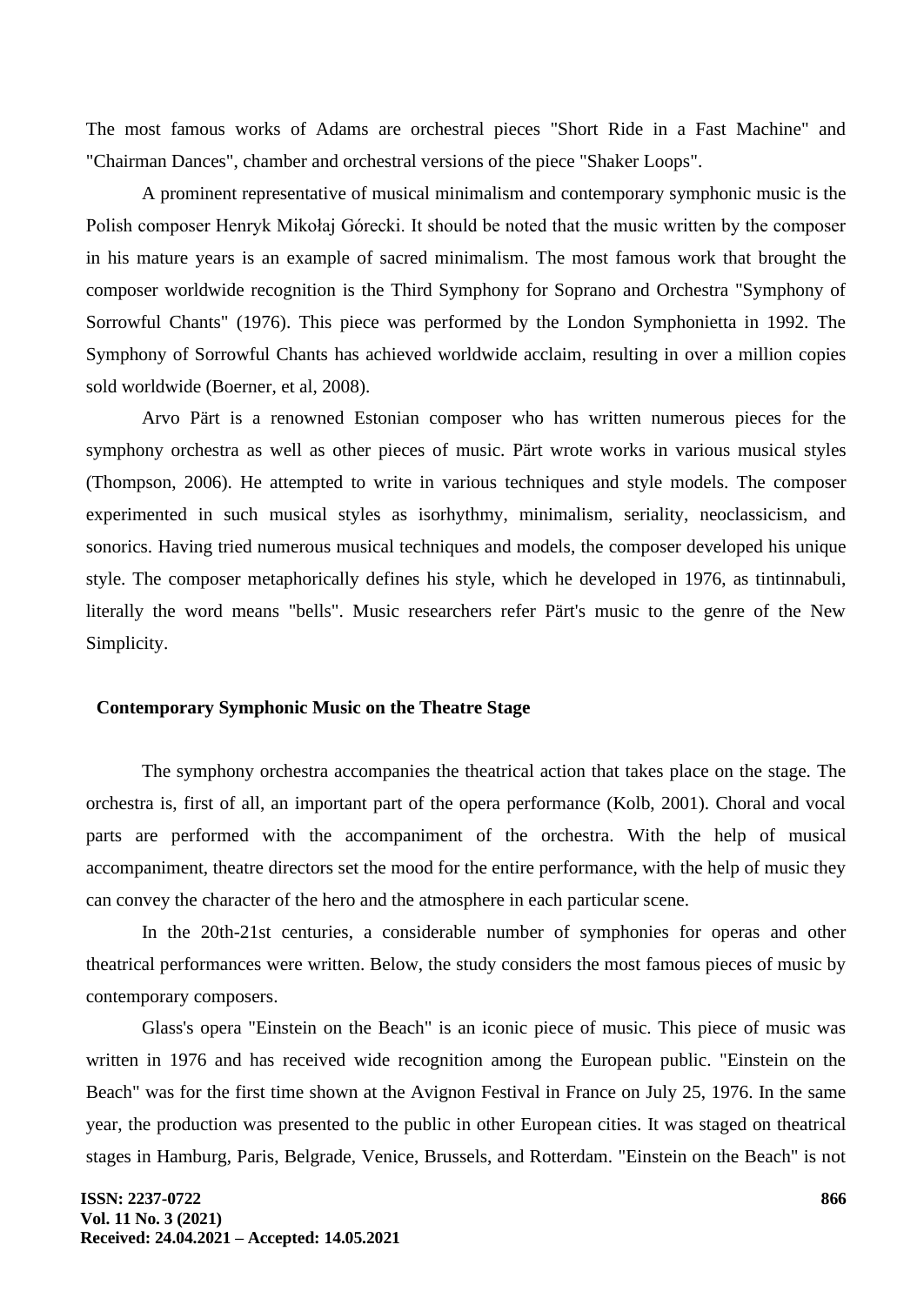The most famous works of Adams are orchestral pieces "Short Ride in a Fast Machine" and "Chairman Dances", chamber and orchestral versions of the piece "Shaker Loops".

A prominent representative of musical minimalism and contemporary symphonic music is the Polish composer Henryk Mikołaj Górecki. It should be noted that the music written by the composer in his mature years is an example of sacred minimalism. The most famous work that brought the composer worldwide recognition is the Third Symphony for Soprano and Orchestra "Symphony of Sorrowful Chants" (1976). This piece was performed by the London Symphonietta in 1992. The Symphony of Sorrowful Chants has achieved worldwide acclaim, resulting in over a million copies sold worldwide (Boerner, et al, 2008).

Arvo Pärt is a renowned Estonian composer who has written numerous pieces for the symphony orchestra as well as other pieces of music. Pärt wrote works in various musical styles (Thompson, 2006). He attempted to write in various techniques and style models. The composer experimented in such musical styles as isorhythmy, minimalism, seriality, neoclassicism, and sonorics. Having tried numerous musical techniques and models, the composer developed his unique style. The composer metaphorically defines his style, which he developed in 1976, as tintinnabuli, literally the word means "bells". Music researchers refer Pärt's music to the genre of the New Simplicity.

## Contemporary Symphonic Music on the Theatre Stage

The symphony orchestra accompanies the theatrical action that takes place on the stage. The orchestra is, first of all, an important part of the opera performance (Kolb, 2001). Choral and vocal parts are performed with the accompaniment of the orchestra. With the help of musical accompaniment, theatre directors set the mood for the entire performance, with the help of music they can convey the character of the hero and the atmosphere in each particular scene.

In the 20th-21st centuries, a considerable number of symphonies for operas and other theatrical performances were written. Below, the study considers the most famous pieces of music by contemporary composers.

Glass's opera "Einstein on the Beach" is an iconic piece of music. This piece of music was written in 1976 and has received wide recognition among the European public. "Einstein on the Beach" was for the first time shown at the Avignon Festival in France on July 25, 1976. In the same year, the production was presented to the public in other European cities. It was staged on theatrical stages in Hamburg, Paris, Belgrade, Venice, Brussels, and Rotterdam. "Einstein on the Beach" is not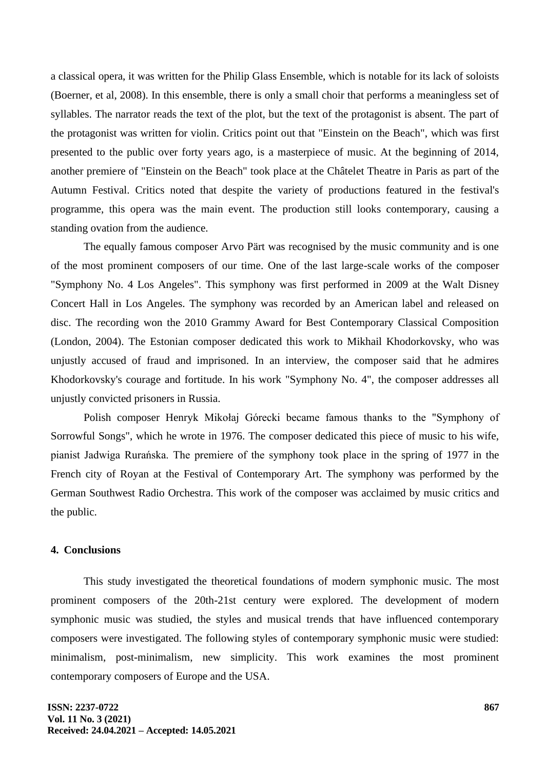a classical opera, it was written for the Philip Glass Ensemble, which is notable for its lack of soloists (Boerner, et al, 2008). In this ensemble, there is only a small choir that performs a meaningless set of syllables. The narrator reads the text of the plot, but the text of the protagonist is absent. The part of the protagonist was written for violin. Critics point out that "Einstein on the Beach", which was first presented to the public over forty years ago, is a masterpiece of music. At the beginning of 2014, another premiere of "Einstein on the Beach" took place at the Châtelet Theatre in Paris as part of the Autumn Festival. Critics noted that despite the variety of productions featured in the festival's programme, this opera was the main event. The production still looks contemporary, causing a standing ovation from the audience.

The equally famous composer Arvo Pärt was recognised by the music community and is one of the most prominent composers of our time. One of the last large-scale works of the composer "Symphony No. 4 Los Angeles". This symphony was first performed in 2009 at the Walt Disney Concert Hall in Los Angeles. The symphony was recorded by an American label and released on disc. The recording won the 2010 Grammy Award for Best Contemporary Classical Composition (London, 2004). The Estonian composer dedicated this work to Mikhail Khodorkovsky, who was unjustly accused of fraud and imprisoned. In an interview, the composer said that he admires Khodorkovsky's courage and fortitude. In his work "Symphony No. 4", the composer addresses all unjustly convicted prisoners in Russia.

Polish composer Henryk Mikołaj Górecki became famous thanks to the "Symphony of Sorrowful Songs", which he wrote in 1976. The composer dedicated this piece of music to his wife, pianist Jadwiga Rurańska. The premiere of the symphony took place in the spring of 1977 in the French city of Royan at the Festival of Contemporary Art. The symphony was performed by the German Southwest Radio Orchestra. This work of the composer was acclaimed by music critics and the public.

## 4. Conclusions

This study investigated the theoretical foundations of modern symphonic music. The most prominent composers of the 20th-21st century were explored. The development of modern symphonic music was studied, the styles and musical trends that have influenced contemporary composers were investigated. The following styles of contemporary symphonic music were studied: minimalism, post-minimalism, new simplicity. This work examines the most prominent contemporary composers of Europe and the USA.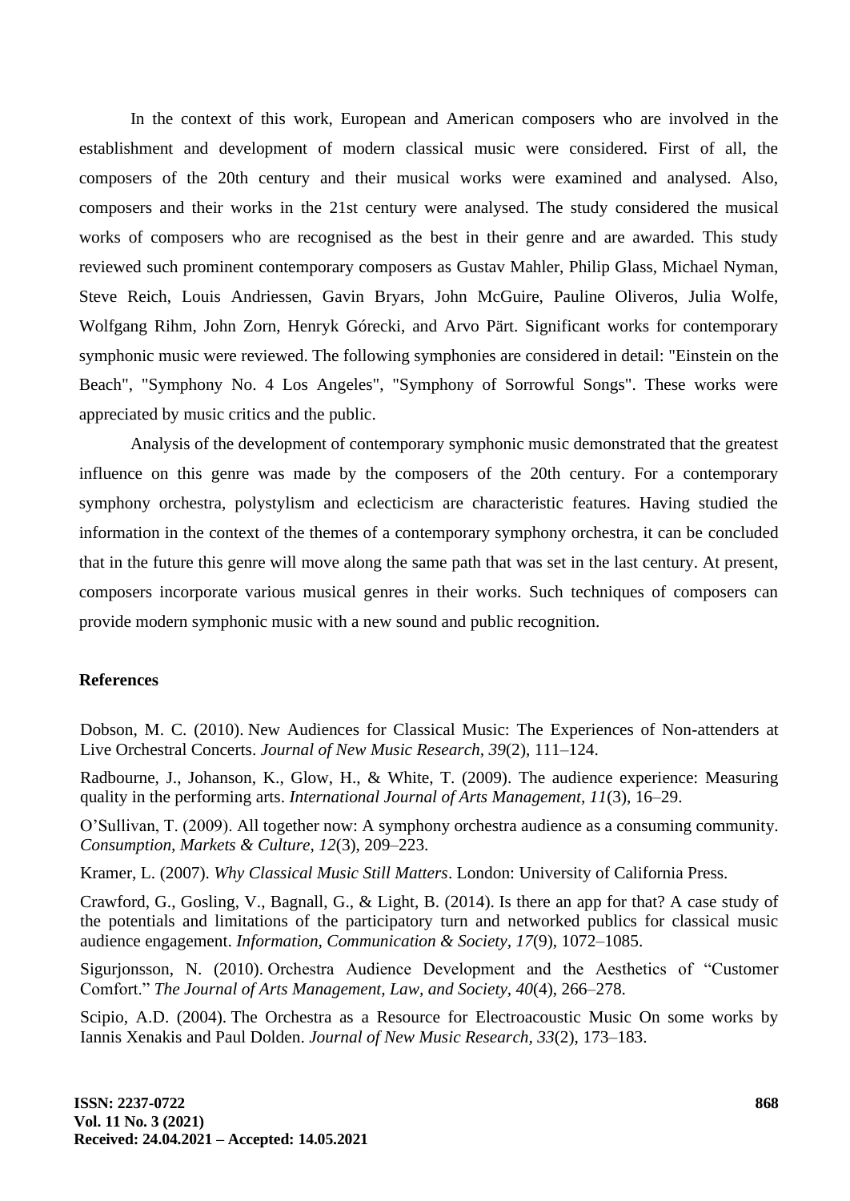In the context of this work, European and American composers who are involved in the establishment and development of modern classical music were considered. First of all, the composers of the 20th century and their musical works were examined and analysed. Also, composers and their works in the 21st century were analysed. The study considered the musical works of composers who are recognised as the best in their genre and are awarded. This study reviewed such prominent contemporary composers as Gustav Mahler, Philip Glass, Michael Nyman, Steve Reich, Louis Andriessen, Gavin Bryars, John McGuire, Pauline Oliveros, Julia Wolfe, Wolfgang Rihm, John Zorn, Henryk Górecki, and Arvo Pärt. Significant works for contemporary symphonic music were reviewed. The following symphonies are considered in detail: "Einstein on the Beach", "Symphony No. 4 Los Angeles", "Symphony of Sorrowful Songs". These works were appreciated by music critics and the public.

Analysis of the development of contemporary symphonic music demonstrated that the greatest influence on this genre was made by the composers of the 20th century. For a contemporary symphony orchestra, polystylism and eclecticism are characteristic features. Having studied the information in the context of the themes of a contemporary symphony orchestra, it can be concluded that in the future this genre will move along the same path that was set in the last century. At present, composers incorporate various musical genres in their works. Such techniques of composers can provide modern symphonic music with a new sound and public recognition.

## References

Dobson, M. C. (2010). New Audiences for Classical Music: The Experiences of Non-attenders at Live Orchestral Concerts. *Journal of New Music Research*, *39*(2), 111–124.

Radbourne, J., Johanson, K., Glow, H., & White, T. (2009). The audience experience: Measuring quality in the performing arts. *International Journal of Arts Management, 11*(3), 16–29.

O'Sullivan, T. (2009). All together now: A symphony orchestra audience as a consuming community. *Consumption, Markets & Culture, 12*(3), 209–223.

Kramer, L. (2007). *Why Classical Music Still Matters*. London: University of California Press.

Crawford, G., Gosling, V., Bagnall, G., & Light, B. (2014). Is there an app for that? A case study of the potentials and limitations of the participatory turn and networked publics for classical music audience engagement. *Information, Communication & Society*, *17*(9), 1072–1085.

Sigurjonsson, N. (2010). Orchestra Audience Development and the Aesthetics of "Customer Comfort." *The Journal of Arts Management, Law, and Society*, *40*(4), 266–278.

Scipio, A.D. (2004). The Orchestra as a Resource for Electroacoustic Music On some works by Iannis Xenakis and Paul Dolden. *Journal of New Music Research*, *33*(2), 173–183.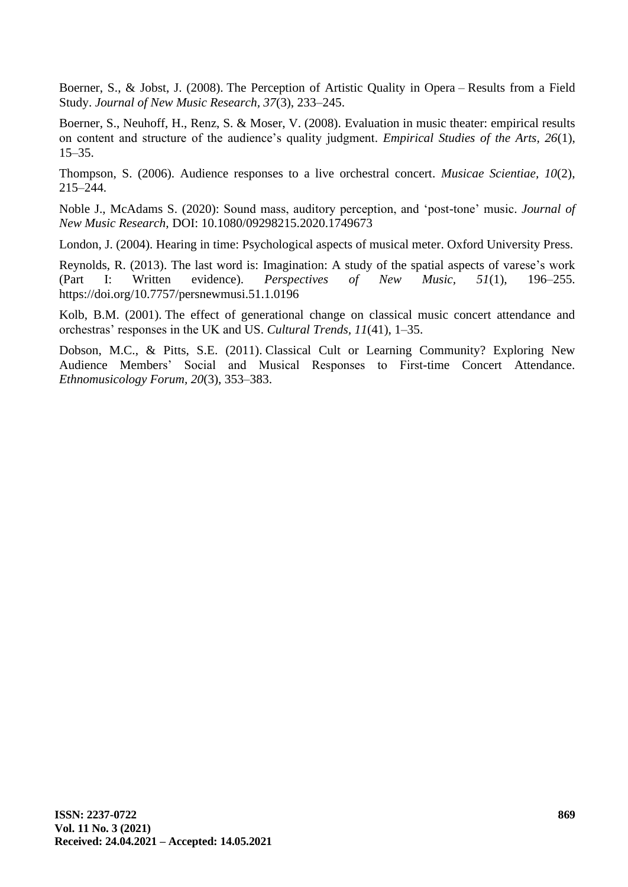Boerner, S., & Jobst, J. (2008). The Perception of Artistic Quality in Opera – Results from a Field Study. *Journal of New Music Research*, *37*(3), 233–245.

Boerner, S., Neuhoff, H., Renz, S. & Moser, V. (2008). Evaluation in music theater: empirical results on content and structure of the audience's quality judgment. *Empirical Studies of the Arts*, *26*(1), 15–35.

Thompson, S. (2006). Audience responses to a live orchestral concert. *Musicae Scientiae, 10*(2), 215–244.

Noble J., McAdams S. (2020): Sound mass, auditory perception, and 'post-tone' music. *Journal of New Music Research,* DOI: 10.1080/09298215.2020.1749673

London, J. (2004). Hearing in time: Psychological aspects of musical meter. Oxford University Press.

Reynolds, R. (2013). The last word is: Imagination: A study of the spatial aspects of varese's work (Part I: Written evidence). *Perspectives of New Music, 51*(1), 196–255. https://doi.org/10.7757/persnewmusi.51.1.0196

Kolb, B.M. (2001). The effect of generational change on classical music concert attendance and orchestras' responses in the UK and US. *Cultural Trends*, *11*(41), 1–35.

Dobson, M.C., & Pitts, S.E. (2011). Classical Cult or Learning Community? Exploring New Audience Members' Social and Musical Responses to First-time Concert Attendance. *Ethnomusicology Forum*, *20*(3), 353–383.